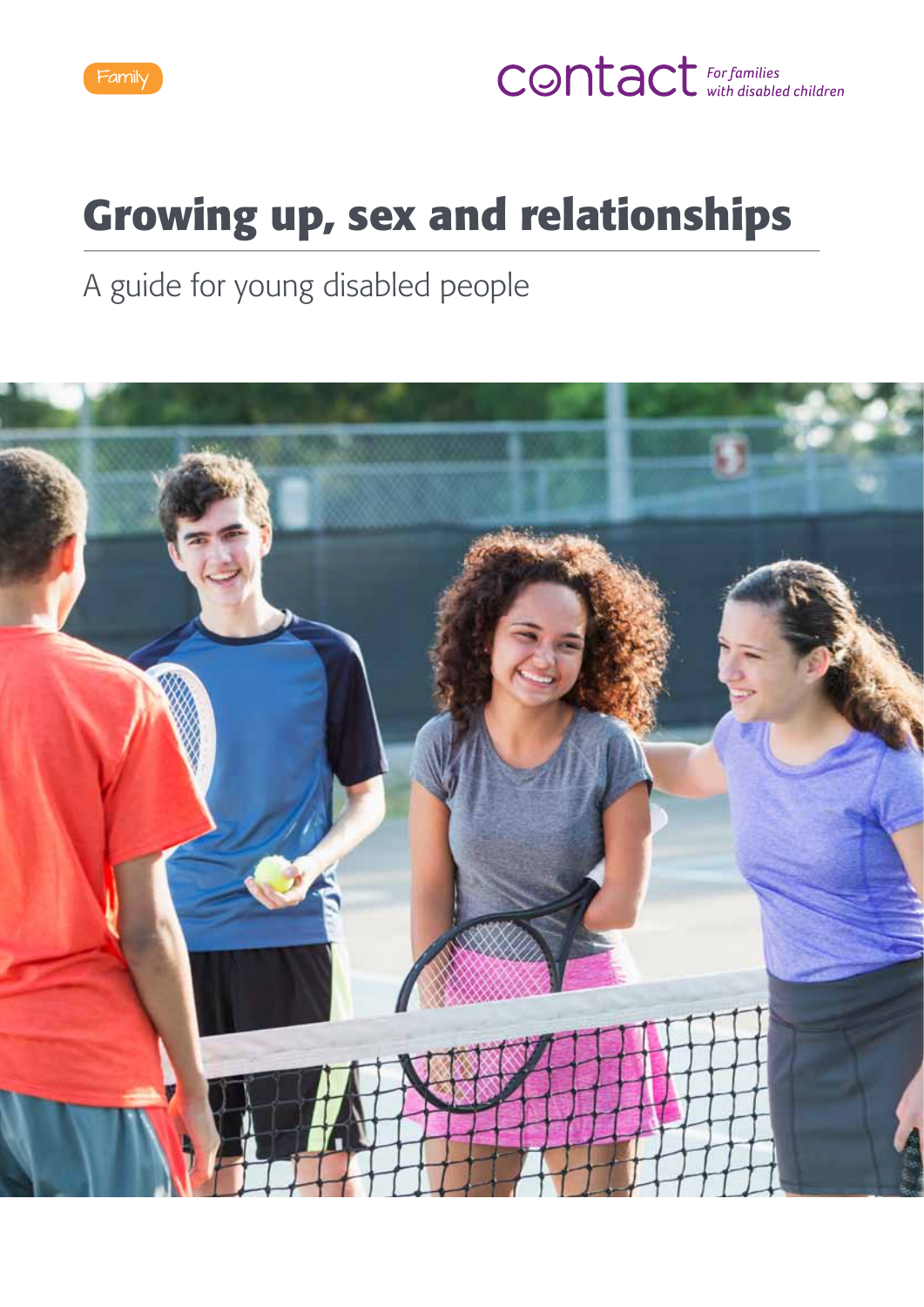Family

contact *For families with disabled children*

# Growing up, sex and relationships

A guide for young disabled people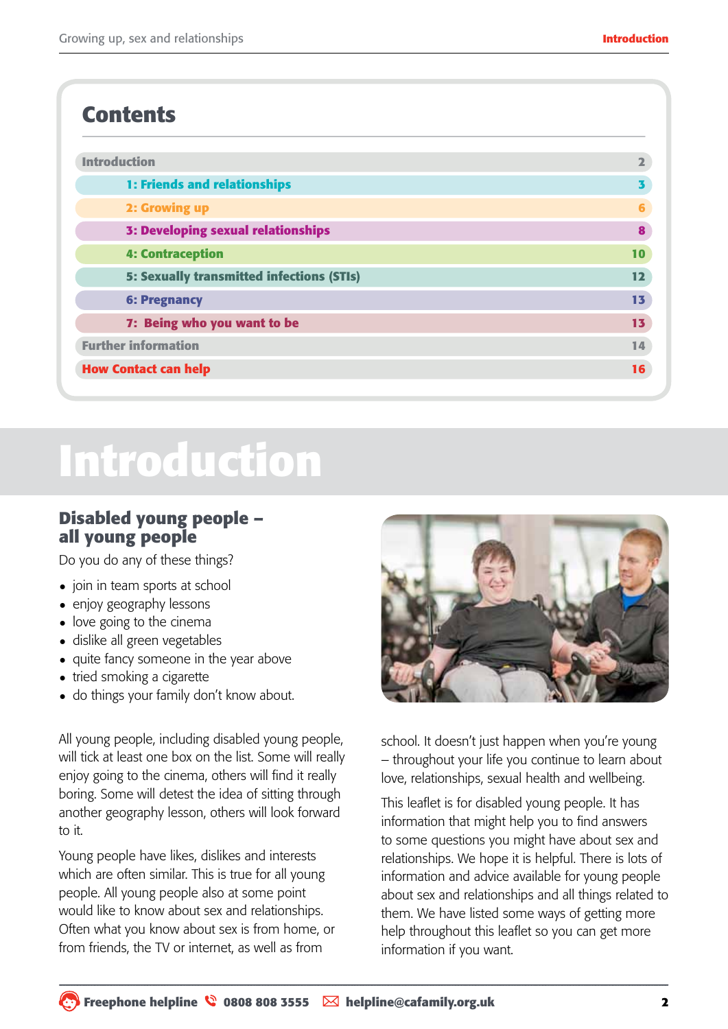## Contents

| | |
|---|---|
| Introduction | 2 |
| 1: Friends and relationships | 3 |
| 2: Growing up | 6 |
| 3: Developing sexual relationships | 8 |
| 4: Contraception | 10 |
| 5: Sexually transmitted infections (STIs) | 12 |
| 6: Pregnancy | 13 |
| 7: Being who you want to be | 13 |
| Further information | 14 |
| How Contact can help | 16 |

# Introduction

## Disabled young people – all young people

Do you do any of these things?

- join in team sports at school
- enjoy geography lessons
- love going to the cinema
- dislike all green vegetables
- quite fancy someone in the year above
- tried smoking a cigarette
- do things your family don't know about.

All young people, including disabled young people, will tick at least one box on the list. Some will really enjoy going to the cinema, others will find it really boring. Some will detest the idea of sitting through another geography lesson, others will look forward to it.

Young people have likes, dislikes and interests which are often similar. This is true for all young people. All young people also at some point would like to know about sex and relationships. Often what you know about sex is from home, or from friends, the TV or internet, as well as from school. It doesn't just happen when you're young – throughout your life you continue to learn about love, relationships, sexual health and wellbeing.

This leaflet is for disabled young people. It has information that might help you to find answers to some questions you might have about sex and relationships. We hope it is helpful. There is lots of information and advice available for young people about sex and relationships and all things related to them. We have listed some ways of getting more help throughout this leaflet so you can get more information if you want.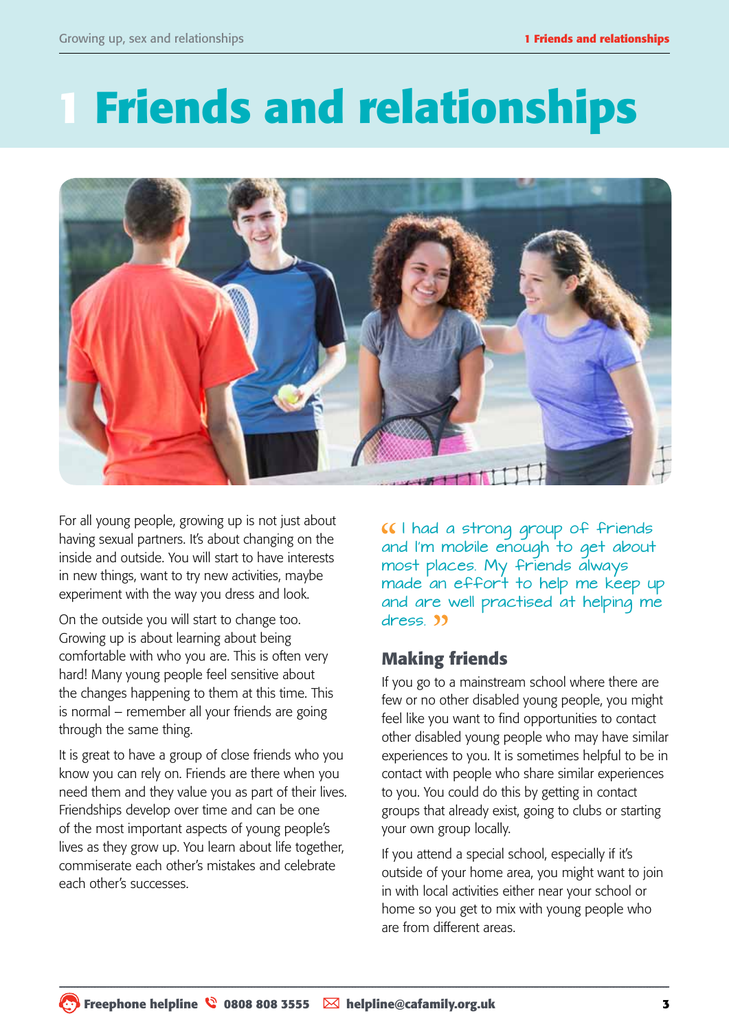# 1 Friends and relationships

For all young people, growing up is not just about having sexual partners. It's about changing on the inside and outside. You will start to have interests in new things, want to try new activities, maybe experiment with the way you dress and look.

On the outside you will start to change too. Growing up is about learning about being comfortable with who you are. This is often very hard! Many young people feel sensitive about the changes happening to them at this time. This is normal – remember all your friends are going through the same thing.

It is great to have a group of close friends who you know you can rely on. Friends are there when you need them and they value you as part of their lives. Friendships develop over time and can be one of the most important aspects of young people's lives as they grow up. You learn about life together, commiserate each other's mistakes and celebrate each other's successes.

> "I had a strong group of friends and I'm mobile enough to get about most places. My friends always made an effort to help me keep up and are well practised at helping me dress."

## Making friends

If you go to a mainstream school where there are few or no other disabled young people, you might feel like you want to find opportunities to contact other disabled young people who may have similar experiences to you. It is sometimes helpful to be in contact with people who share similar experiences to you. You could do this by getting in contact groups that already exist, going to clubs or starting your own group locally.

If you attend a special school, especially if it's outside of your home area, you might want to join in with local activities either near your school or home so you get to mix with young people who are from different areas.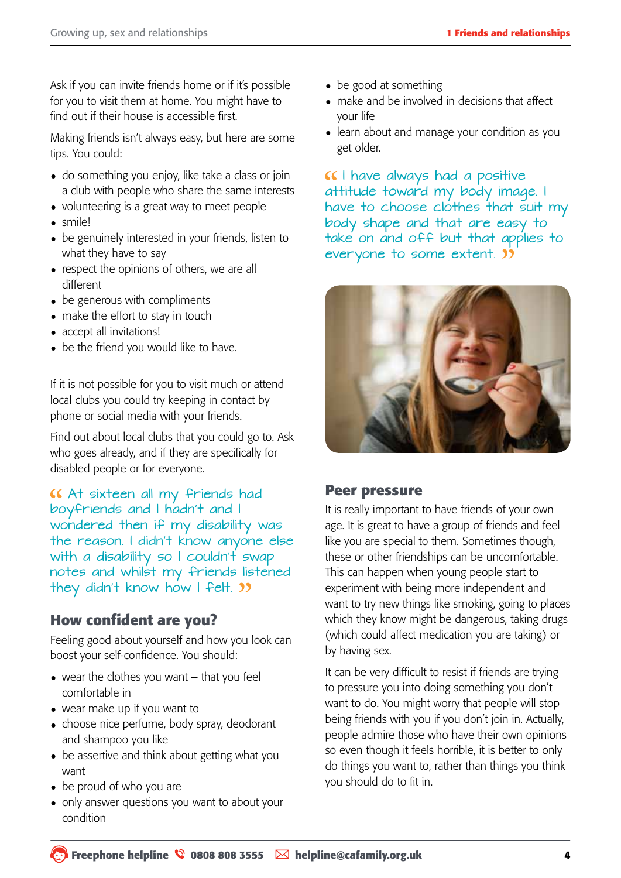Ask if you can invite friends home or if it's possible for you to visit them at home. You might have to find out if their house is accessible first.

Making friends isn't always easy, but here are some tips. You could:

- do something you enjoy, like take a class or join a club with people who share the same interests
- volunteering is a great way to meet people
- smile!
- be genuinely interested in your friends, listen to what they have to say
- respect the opinions of others, we are all different
- be generous with compliments
- make the effort to stay in touch
- accept all invitations!
- be the friend you would like to have.

If it is not possible for you to visit much or attend local clubs you could try keeping in contact by phone or social media with your friends.

Find out about local clubs that you could go to. Ask who goes already, and if they are specifically for disabled people or for everyone.

> "At sixteen all my friends had boyfriends and I hadn't and I wondered then if my disability was the reason. I didn't know anyone else with a disability so I couldn't swap notes and whilst my friends listened they didn't know how I felt."

## How confident are you?

Feeling good about yourself and how you look can boost your self-confidence. You should:

- wear the clothes you want – that you feel comfortable in
- wear make up if you want to
- choose nice perfume, body spray, deodorant and shampoo you like
- be assertive and think about getting what you want
- be proud of who you are
- only answer questions you want to about your condition
- be good at something
- make and be involved in decisions that affect your life
- learn about and manage your condition as you get older.

> "I have always had a positive attitude toward my body image. I have to choose clothes that suit my body shape and that are easy to take on and off but that applies to everyone to some extent."

## Peer pressure

It is really important to have friends of your own age. It is great to have a group of friends and feel like you are special to them. Sometimes though, these or other friendships can be uncomfortable. This can happen when young people start to experiment with being more independent and want to try new things like smoking, going to places which they know might be dangerous, taking drugs (which could affect medication you are taking) or by having sex.

It can be very difficult to resist if friends are trying to pressure you into doing something you don't want to do. You might worry that people will stop being friends with you if you don't join in. Actually, people admire those who have their own opinions so even though it feels horrible, it is better to only do things you want to, rather than things you think you should do to fit in.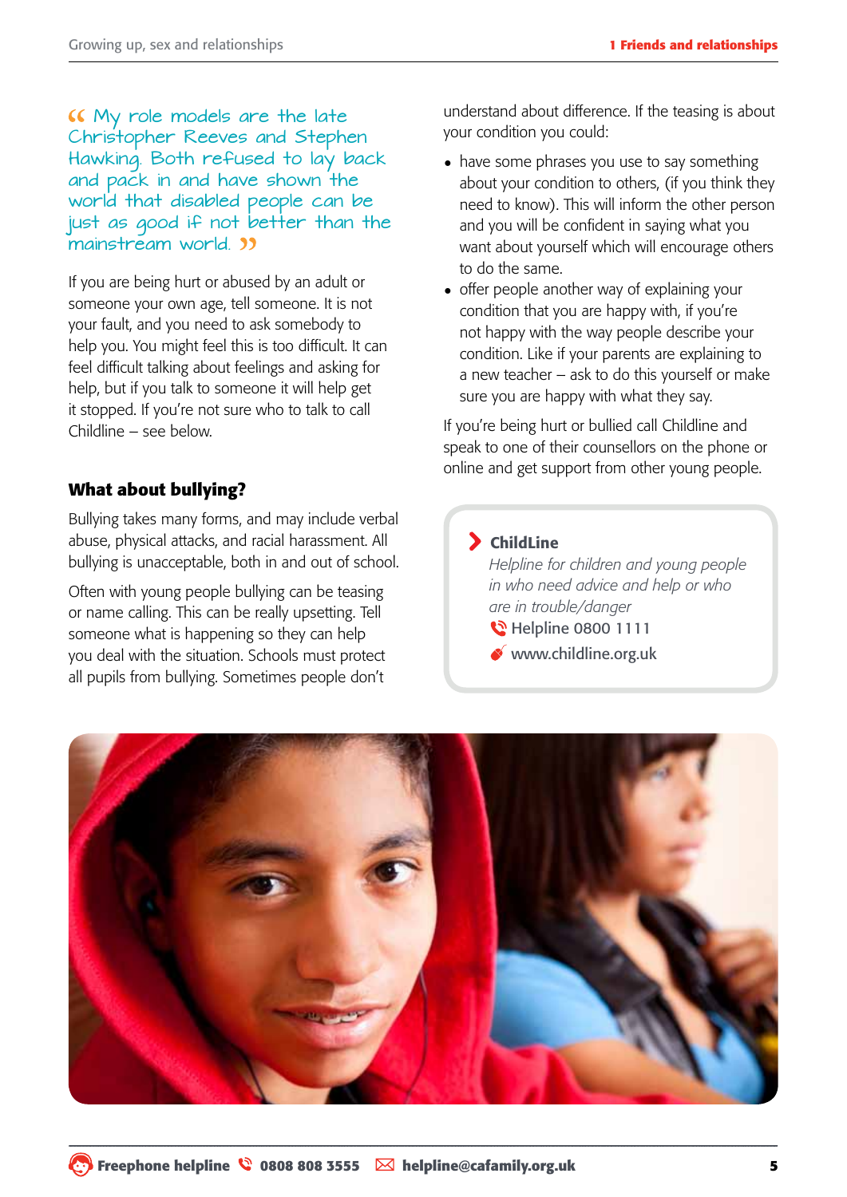“My role models are the late Christopher Reeves and Stephen Hawking. Both refused to lay back and pack in and have shown the world that disabled people can be just as good if not better than the mainstream world.”

If you are being hurt or abused by an adult or someone your own age, tell someone. It is not your fault, and you need to ask somebody to help you. You might feel this is too difficult. It can feel difficult talking about feelings and asking for help, but if you talk to someone it will help get it stopped. If you're not sure who to talk to call Childline – see below.

## What about bullying?

Bullying takes many forms, and may include verbal abuse, physical attacks, and racial harassment. All bullying is unacceptable, both in and out of school.

Often with young people bullying can be teasing or name calling. This can be really upsetting. Tell someone what is happening so they can help you deal with the situation. Schools must protect all pupils from bullying. Sometimes people don't understand about difference. If the teasing is about your condition you could:

- have some phrases you use to say something about your condition to others, (if you think they need to know). This will inform the other person and you will be confident in saying what you want about yourself which will encourage others to do the same.
- offer people another way of explaining your condition that you are happy with, if you're not happy with the way people describe your condition. Like if your parents are explaining to a new teacher – ask to do this yourself or make sure you are happy with what they say.

If you're being hurt or bullied call Childline and speak to one of their counsellors on the phone or online and get support from other young people.

> **ChildLine**
> *Helpline for children and young people in who need advice and help or who are in trouble/danger*
> Helpline 0800 1111
> www.childline.org.uk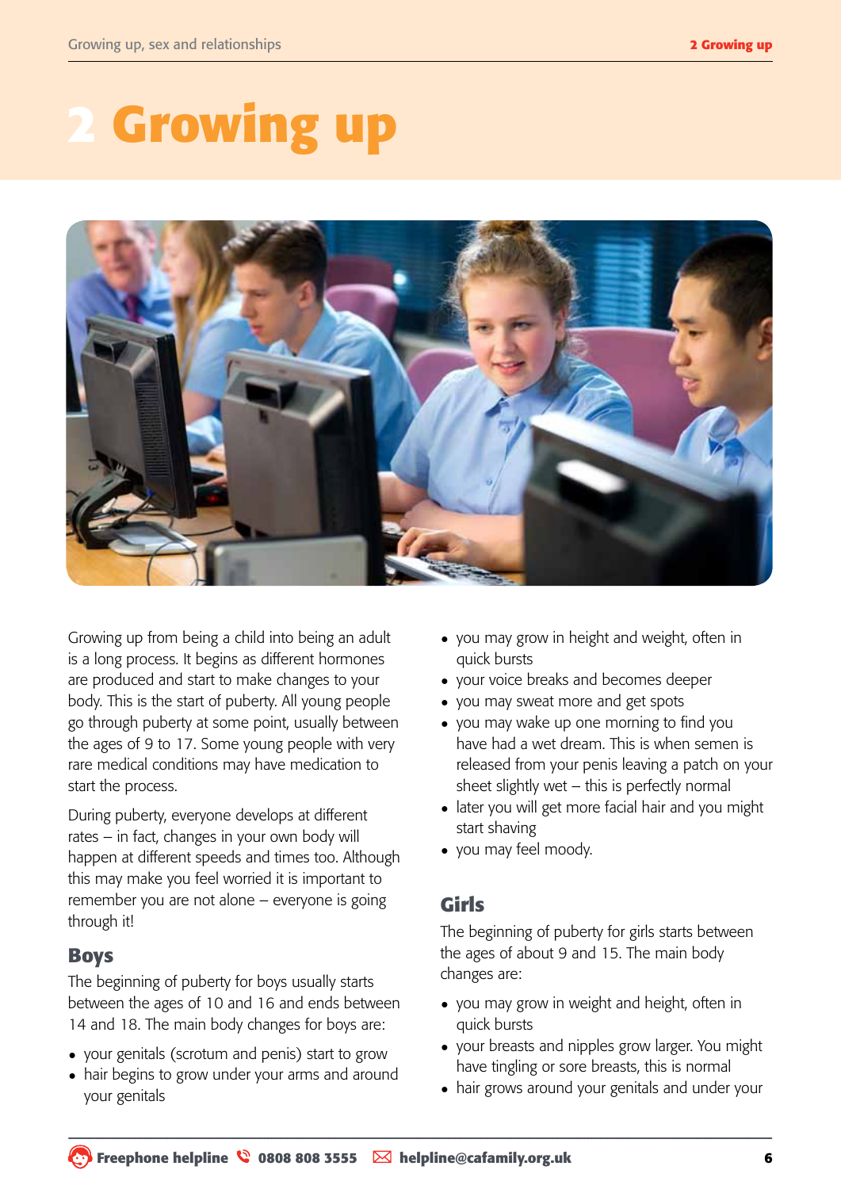# 2 Growing up

Growing up from being a child into being an adult is a long process. It begins as different hormones are produced and start to make changes to your body. This is the start of puberty. All young people go through puberty at some point, usually between the ages of 9 to 17. Some young people with very rare medical conditions may have medication to start the process.

During puberty, everyone develops at different rates – in fact, changes in your own body will happen at different speeds and times too. Although this may make you feel worried it is important to remember you are not alone – everyone is going through it!

## Boys

The beginning of puberty for boys usually starts between the ages of 10 and 16 and ends between 14 and 18. The main body changes for boys are:

- your genitals (scrotum and penis) start to grow
- hair begins to grow under your arms and around your genitals
- you may grow in height and weight, often in quick bursts
- your voice breaks and becomes deeper
- you may sweat more and get spots
- you may wake up one morning to find you have had a wet dream. This is when semen is released from your penis leaving a patch on your sheet slightly wet – this is perfectly normal
- later you will get more facial hair and you might start shaving
- you may feel moody.

## Girls

The beginning of puberty for girls starts between the ages of about 9 and 15. The main body changes are:

- you may grow in weight and height, often in quick bursts
- your breasts and nipples grow larger. You might have tingling or sore breasts, this is normal
- hair grows around your genitals and under your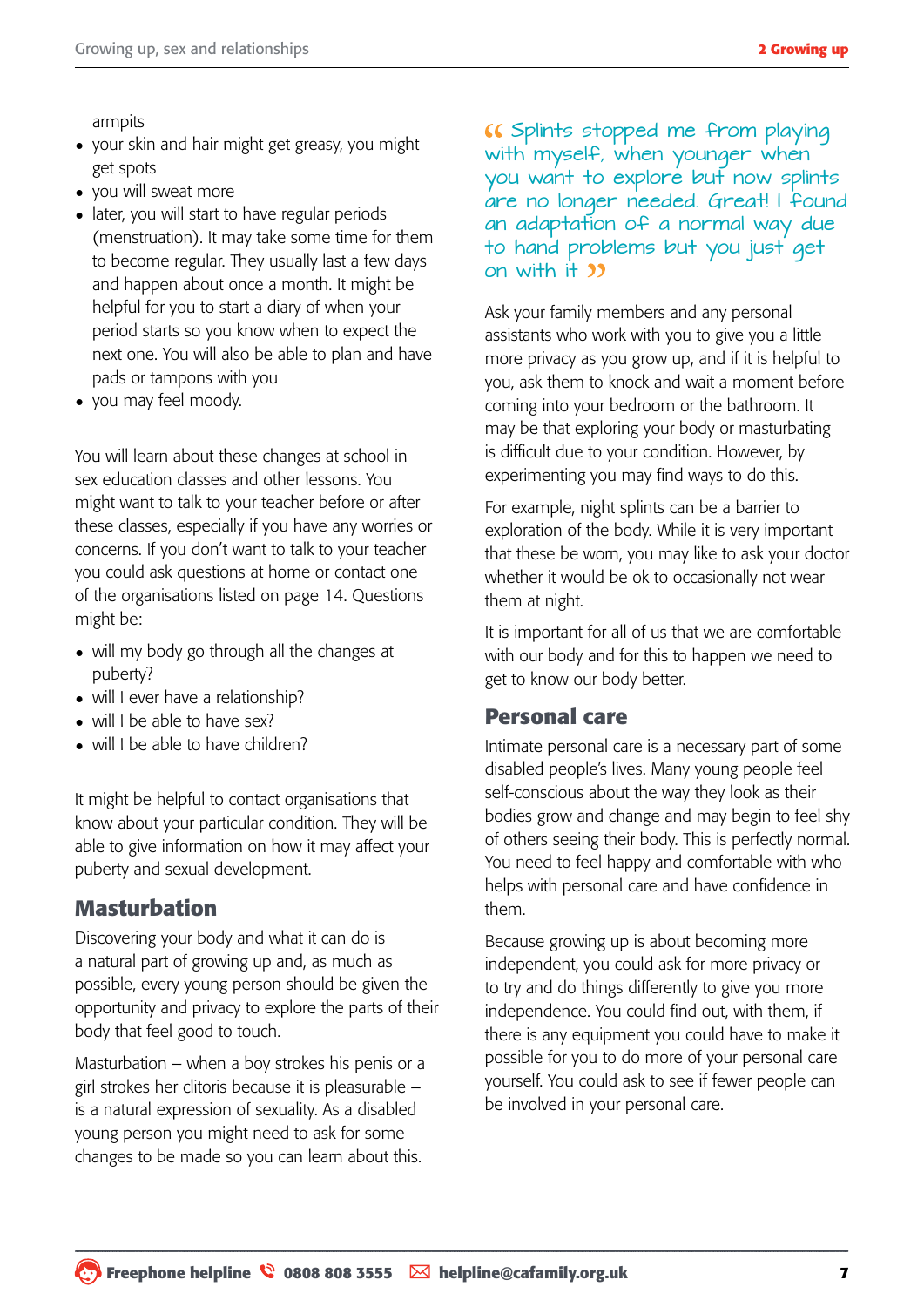armpits

- your skin and hair might get greasy, you might get spots
- you will sweat more
- later, you will start to have regular periods (menstruation). It may take some time for them to become regular. They usually last a few days and happen about once a month. It might be helpful for you to start a diary of when your period starts so you know when to expect the next one. You will also be able to plan and have pads or tampons with you
- you may feel moody.

You will learn about these changes at school in sex education classes and other lessons. You might want to talk to your teacher before or after these classes, especially if you have any worries or concerns. If you don't want to talk to your teacher you could ask questions at home or contact one of the organisations listed on page 14. Questions might be:

- will my body go through all the changes at puberty?
- will I ever have a relationship?
- will I be able to have sex?
- will I be able to have children?

It might be helpful to contact organisations that know about your particular condition. They will be able to give information on how it may affect your puberty and sexual development.

## Masturbation

Discovering your body and what it can do is a natural part of growing up and, as much as possible, every young person should be given the opportunity and privacy to explore the parts of their body that feel good to touch.

Masturbation – when a boy strokes his penis or a girl strokes her clitoris because it is pleasurable – is a natural expression of sexuality. As a disabled young person you might need to ask for some changes to be made so you can learn about this.

> "Splints stopped me from playing with myself, when younger when you want to explore but now splints are no longer needed. Great! I found an adaptation of a normal way due to hand problems but you just get on with it"

Ask your family members and any personal assistants who work with you to give you a little more privacy as you grow up, and if it is helpful to you, ask them to knock and wait a moment before coming into your bedroom or the bathroom. It may be that exploring your body or masturbating is difficult due to your condition. However, by experimenting you may find ways to do this.

For example, night splints can be a barrier to exploration of the body. While it is very important that these be worn, you may like to ask your doctor whether it would be ok to occasionally not wear them at night.

It is important for all of us that we are comfortable with our body and for this to happen we need to get to know our body better.

## Personal care

Intimate personal care is a necessary part of some disabled people's lives. Many young people feel self-conscious about the way they look as their bodies grow and change and may begin to feel shy of others seeing their body. This is perfectly normal. You need to feel happy and comfortable with who helps with personal care and have confidence in them.

Because growing up is about becoming more independent, you could ask for more privacy or to try and do things differently to give you more independence. You could find out, with them, if there is any equipment you could have to make it possible for you to do more of your personal care yourself. You could ask to see if fewer people can be involved in your personal care.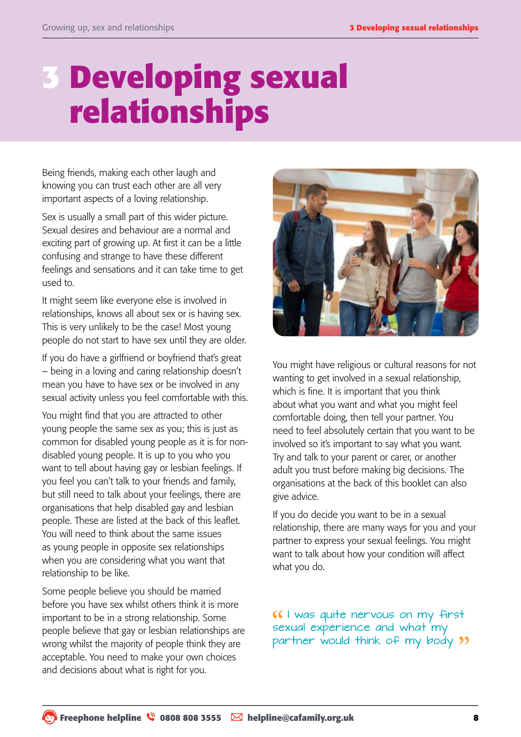# 3 Developing sexual relationships

Being friends, making each other laugh and knowing you can trust each other are all very important aspects of a loving relationship.

Sex is usually a small part of this wider picture. Sexual desires and behaviour are a normal and exciting part of growing up. At first it can be a little confusing and strange to have these different feelings and sensations and it can take time to get used to.

It might seem like everyone else is involved in relationships, knows all about sex or is having sex. This is very unlikely to be the case! Most young people do not start to have sex until they are older.

If you do have a girlfriend or boyfriend that's great – being in a loving and caring relationship doesn't mean you have to have sex or be involved in any sexual activity unless you feel comfortable with this.

You might find that you are attracted to other young people the same sex as you; this is just as common for disabled young people as it is for non-disabled young people. It is up to you who you want to tell about having gay or lesbian feelings. If you feel you can't talk to your friends and family, but still need to talk about your feelings, there are organisations that help disabled gay and lesbian people. These are listed at the back of this leaflet. You will need to think about the same issues as young people in opposite sex relationships when you are considering what you want that relationship to be like.

Some people believe you should be married before you have sex whilst others think it is more important to be in a strong relationship. Some people believe that gay or lesbian relationships are wrong whilst the majority of people think they are acceptable. You need to make your own choices and decisions about what is right for you.

You might have religious or cultural reasons for not wanting to get involved in a sexual relationship, which is fine. It is important that you think about what you want and what you might feel comfortable doing, then tell your partner. You need to feel absolutely certain that you want to be involved so it's important to say what you want. Try and talk to your parent or carer, or another adult you trust before making big decisions. The organisations at the back of this booklet can also give advice.

If you do decide you want to be in a sexual relationship, there are many ways for you and your partner to express your sexual feelings. You might want to talk about how your condition will affect what you do.

> "I was quite nervous on my first sexual experience and what my partner would think of my body"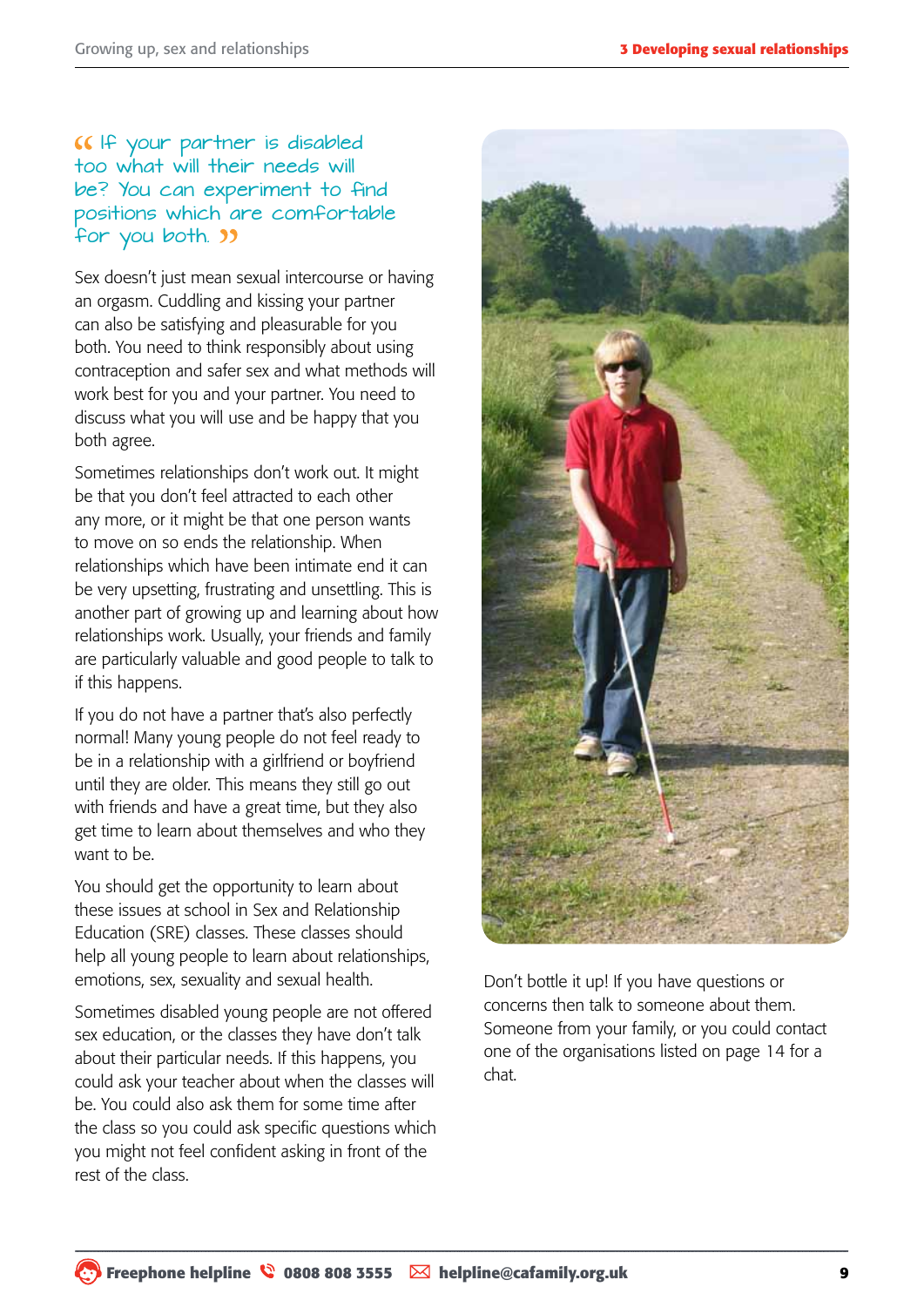*“If your partner is disabled too what will their needs will be? You can experiment to find positions which are comfortable for you both.”*

Sex doesn't just mean sexual intercourse or having an orgasm. Cuddling and kissing your partner can also be satisfying and pleasurable for you both. You need to think responsibly about using contraception and safer sex and what methods will work best for you and your partner. You need to discuss what you will use and be happy that you both agree.

Sometimes relationships don't work out. It might be that you don't feel attracted to each other any more, or it might be that one person wants to move on so ends the relationship. When relationships which have been intimate end it can be very upsetting, frustrating and unsettling. This is another part of growing up and learning about how relationships work. Usually, your friends and family are particularly valuable and good people to talk to if this happens.

If you do not have a partner that's also perfectly normal! Many young people do not feel ready to be in a relationship with a girlfriend or boyfriend until they are older. This means they still go out with friends and have a great time, but they also get time to learn about themselves and who they want to be.

You should get the opportunity to learn about these issues at school in Sex and Relationship Education (SRE) classes. These classes should help all young people to learn about relationships, emotions, sex, sexuality and sexual health.

Sometimes disabled young people are not offered sex education, or the classes they have don't talk about their particular needs. If this happens, you could ask your teacher about when the classes will be. You could also ask them for some time after the class so you could ask specific questions which you might not feel confident asking in front of the rest of the class.

Don't bottle it up! If you have questions or concerns then talk to someone about them. Someone from your family, or you could contact one of the organisations listed on page 14 for a chat.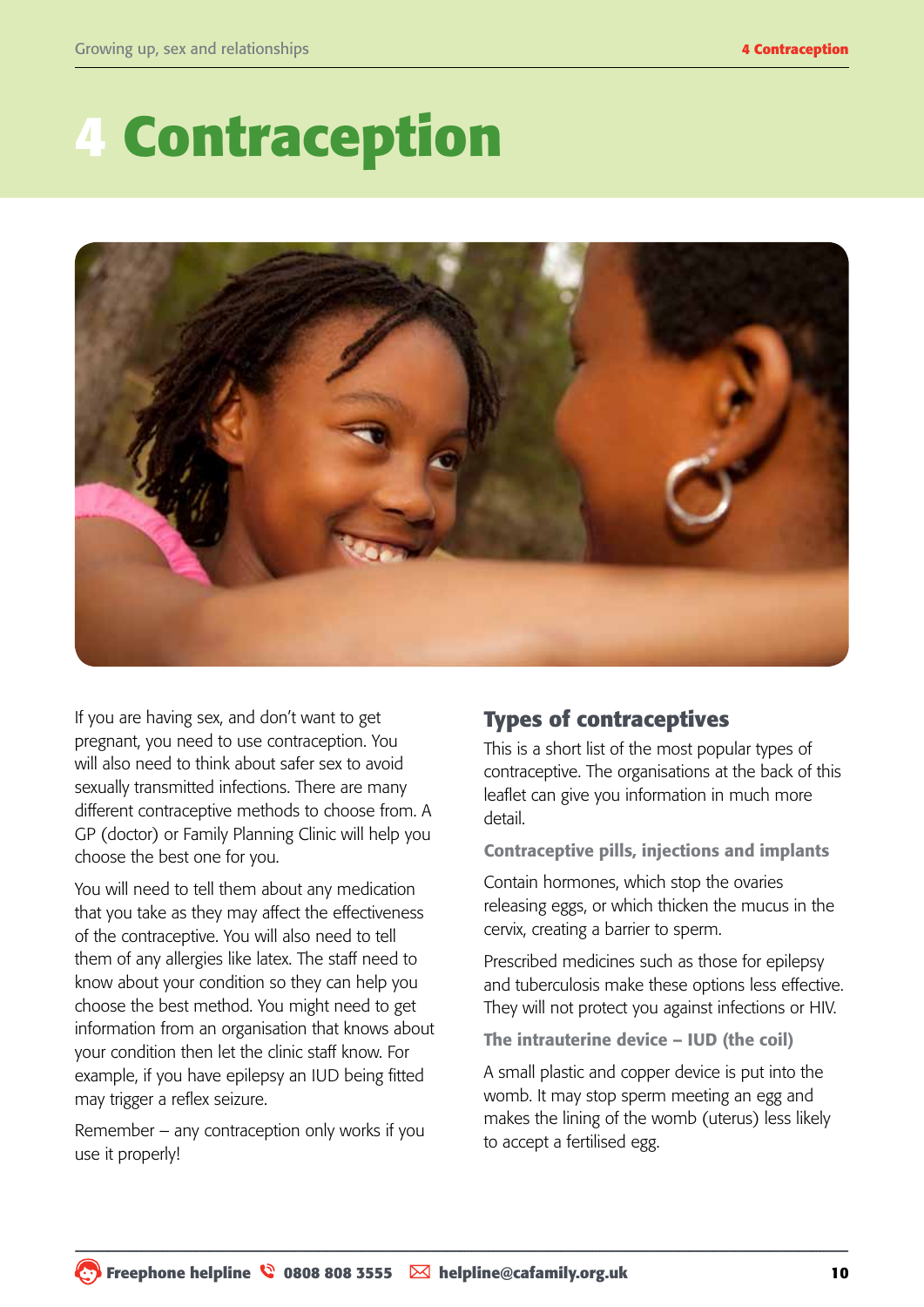# 4 Contraception

If you are having sex, and don't want to get pregnant, you need to use contraception. You will also need to think about safer sex to avoid sexually transmitted infections. There are many different contraceptive methods to choose from. A GP (doctor) or Family Planning Clinic will help you choose the best one for you.

You will need to tell them about any medication that you take as they may affect the effectiveness of the contraceptive. You will also need to tell them of any allergies like latex. The staff need to know about your condition so they can help you choose the best method. You might need to get information from an organisation that knows about your condition then let the clinic staff know. For example, if you have epilepsy an IUD being fitted may trigger a reflex seizure.

Remember – any contraception only works if you use it properly!

## Types of contraceptives

This is a short list of the most popular types of contraceptive. The organisations at the back of this leaflet can give you information in much more detail.

### Contraceptive pills, injections and implants

Contain hormones, which stop the ovaries releasing eggs, or which thicken the mucus in the cervix, creating a barrier to sperm.

Prescribed medicines such as those for epilepsy and tuberculosis make these options less effective. They will not protect you against infections or HIV.

### The intrauterine device – IUD (the coil)

A small plastic and copper device is put into the womb. It may stop sperm meeting an egg and makes the lining of the womb (uterus) less likely to accept a fertilised egg.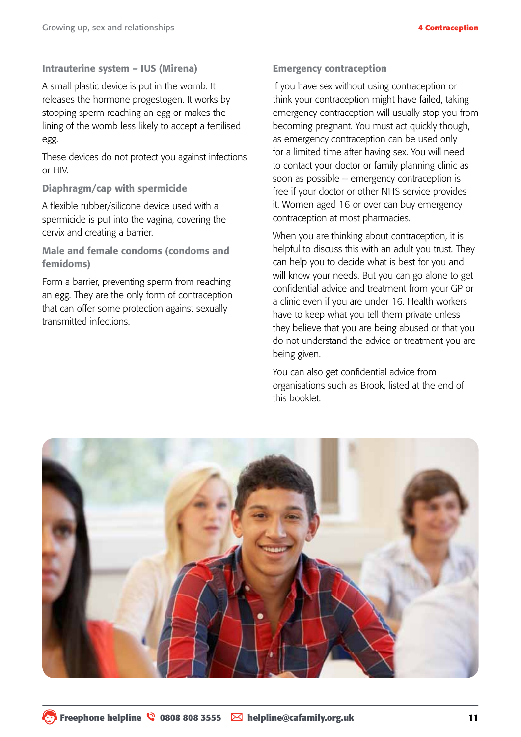### Intrauterine system – IUS (Mirena)

A small plastic device is put in the womb. It releases the hormone progestogen. It works by stopping sperm reaching an egg or makes the lining of the womb less likely to accept a fertilised egg.

These devices do not protect you against infections or HIV.

### Diaphragm/cap with spermicide

A flexible rubber/silicone device used with a spermicide is put into the vagina, covering the cervix and creating a barrier.

### Male and female condoms (condoms and femidoms)

Form a barrier, preventing sperm from reaching an egg. They are the only form of contraception that can offer some protection against sexually transmitted infections.

### Emergency contraception

If you have sex without using contraception or think your contraception might have failed, taking emergency contraception will usually stop you from becoming pregnant. You must act quickly though, as emergency contraception can be used only for a limited time after having sex. You will need to contact your doctor or family planning clinic as soon as possible – emergency contraception is free if your doctor or other NHS service provides it. Women aged 16 or over can buy emergency contraception at most pharmacies.

When you are thinking about contraception, it is helpful to discuss this with an adult you trust. They can help you to decide what is best for you and will know your needs. But you can go alone to get confidential advice and treatment from your GP or a clinic even if you are under 16. Health workers have to keep what you tell them private unless they believe that you are being abused or that you do not understand the advice or treatment you are being given.

You can also get confidential advice from organisations such as Brook, listed at the end of this booklet.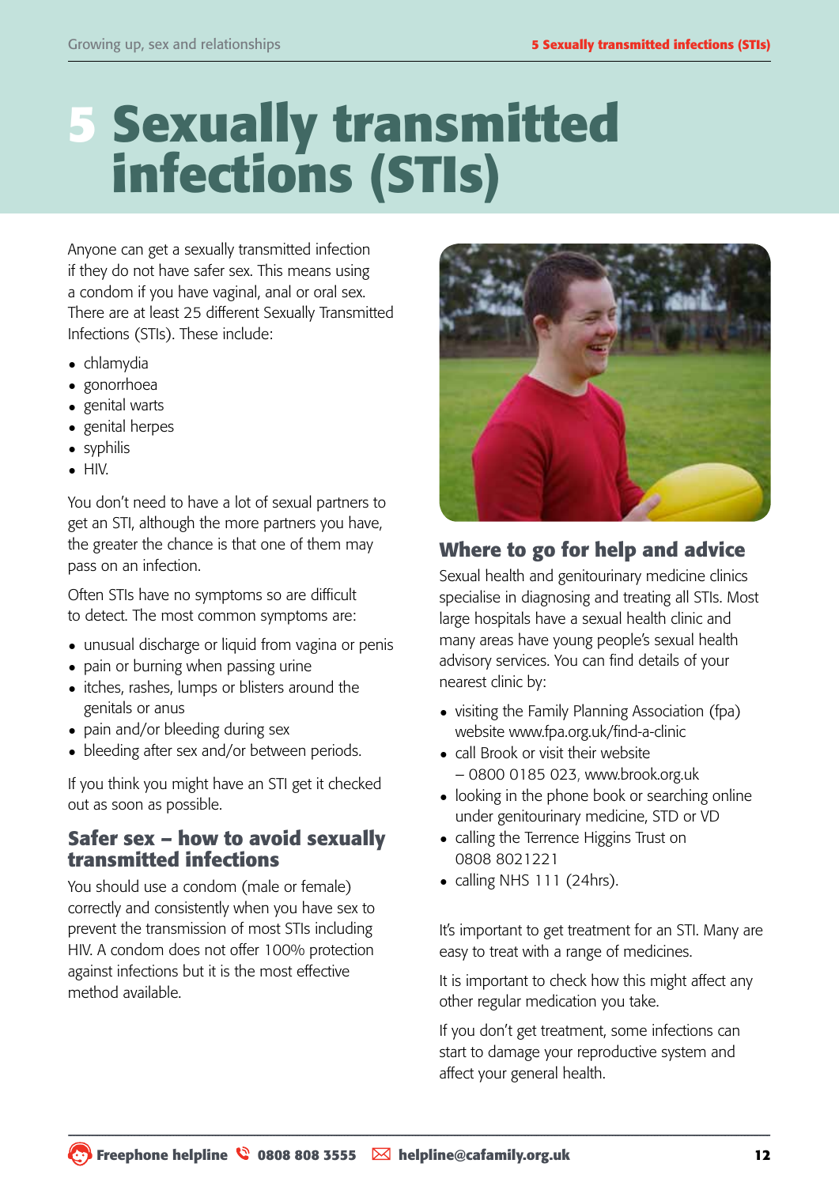# 5 Sexually transmitted infections (STIs)

Anyone can get a sexually transmitted infection if they do not have safer sex. This means using a condom if you have vaginal, anal or oral sex. There are at least 25 different Sexually Transmitted Infections (STIs). These include:

- chlamydia
- gonorrhoea
- genital warts
- genital herpes
- syphilis
- HIV.

You don't need to have a lot of sexual partners to get an STI, although the more partners you have, the greater the chance is that one of them may pass on an infection.

Often STIs have no symptoms so are difficult to detect. The most common symptoms are:

- unusual discharge or liquid from vagina or penis
- pain or burning when passing urine
- itches, rashes, lumps or blisters around the genitals or anus
- pain and/or bleeding during sex
- bleeding after sex and/or between periods.

If you think you might have an STI get it checked out as soon as possible.

## Safer sex – how to avoid sexually transmitted infections

You should use a condom (male or female) correctly and consistently when you have sex to prevent the transmission of most STIs including HIV. A condom does not offer 100% protection against infections but it is the most effective method available.

## Where to go for help and advice

Sexual health and genitourinary medicine clinics specialise in diagnosing and treating all STIs. Most large hospitals have a sexual health clinic and many areas have young people's sexual health advisory services. You can find details of your nearest clinic by:

- visiting the Family Planning Association (fpa) website www.fpa.org.uk/find-a-clinic
- call Brook or visit their website – 0800 0185 023, www.brook.org.uk
- looking in the phone book or searching online under genitourinary medicine, STD or VD
- calling the Terrence Higgins Trust on 0808 8021221
- calling NHS 111 (24hrs).

It's important to get treatment for an STI. Many are easy to treat with a range of medicines.

It is important to check how this might affect any other regular medication you take.

If you don't get treatment, some infections can start to damage your reproductive system and affect your general health.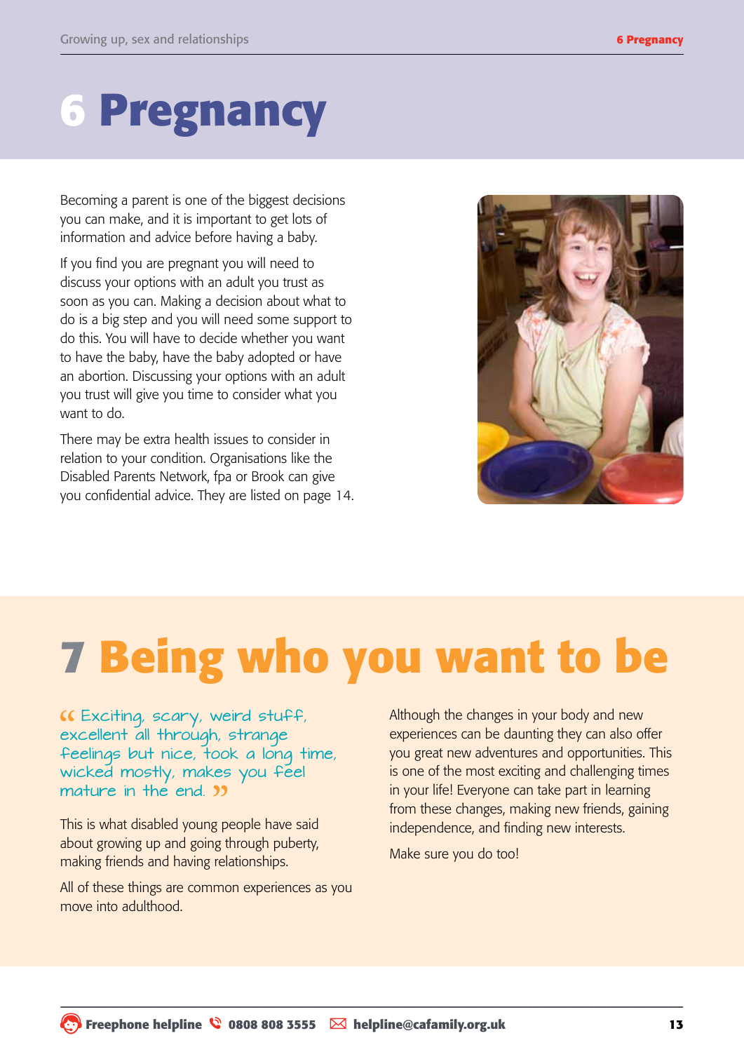# 6 Pregnancy

Becoming a parent is one of the biggest decisions you can make, and it is important to get lots of information and advice before having a baby.

If you find you are pregnant you will need to discuss your options with an adult you trust as soon as you can. Making a decision about what to do is a big step and you will need some support to do this. You will have to decide whether you want to have the baby, have the baby adopted or have an abortion. Discussing your options with an adult you trust will give you time to consider what you want to do.

There may be extra health issues to consider in relation to your condition. Organisations like the Disabled Parents Network, fpa or Brook can give you confidential advice. They are listed on page 14.

# 7 Being who you want to be

> “Exciting, scary, weird stuff, excellent all through, strange feelings but nice, took a long time, wicked mostly, makes you feel mature in the end.”

This is what disabled young people have said about growing up and going through puberty, making friends and having relationships.

All of these things are common experiences as you move into adulthood.

Although the changes in your body and new experiences can be daunting they can also offer you great new adventures and opportunities. This is one of the most exciting and challenging times in your life! Everyone can take part in learning from these changes, making new friends, gaining independence, and finding new interests.

Make sure you do too!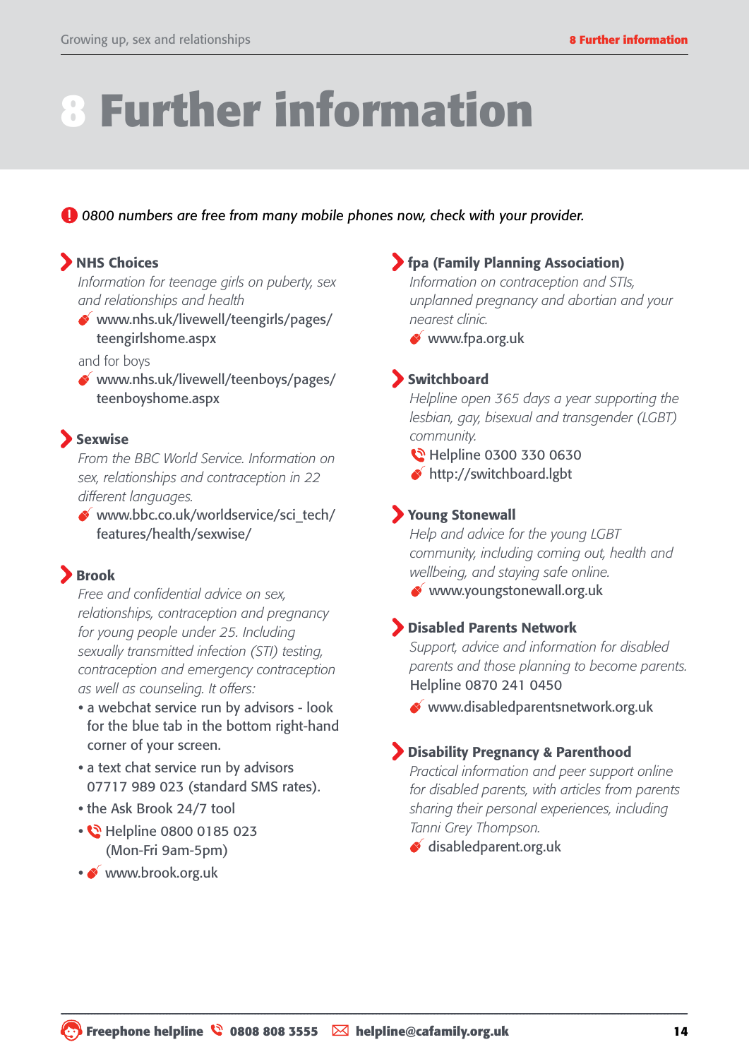# 8 Further information

*0800 numbers are free from many mobile phones now, check with your provider.*

### NHS Choices

*Information for teenage girls on puberty, sex and relationships and health*

- www.nhs.uk/livewell/teengirls/pages/teengirlshome.aspx

and for boys

- www.nhs.uk/livewell/teenboys/pages/teenboyshome.aspx

### Sexwise

*From the BBC World Service. Information on sex, relationships and contraception in 22 different languages.*

- www.bbc.co.uk/worldservice/sci_tech/features/health/sexwise/

### Brook

*Free and confidential advice on sex, relationships, contraception and pregnancy for young people under 25. Including sexually transmitted infection (STI) testing, contraception and emergency contraception as well as counseling. It offers:*

- a webchat service run by advisors - look for the blue tab in the bottom right-hand corner of your screen.
- a text chat service run by advisors 07717 989 023 (standard SMS rates).
- the Ask Brook 24/7 tool
- Helpline 0800 0185 023 (Mon-Fri 9am-5pm)
- www.brook.org.uk

### fpa (Family Planning Association)

*Information on contraception and STIs, unplanned pregnancy and abortian and your nearest clinic.*

- www.fpa.org.uk

### Switchboard

*Helpline open 365 days a year supporting the lesbian, gay, bisexual and transgender (LGBT) community.*

- Helpline 0300 330 0630
- http://switchboard.lgbt

### Young Stonewall

*Help and advice for the young LGBT community, including coming out, health and wellbeing, and staying safe online.*

- www.youngstonewall.org.uk

### Disabled Parents Network

*Support, advice and information for disabled parents and those planning to become parents.*

Helpline 0870 241 0450

- www.disabledparentsnetwork.org.uk

### Disability Pregnancy & Parenthood

*Practical information and peer support online for disabled parents, with articles from parents sharing their personal experiences, including Tanni Grey Thompson.*

- disabledparent.org.uk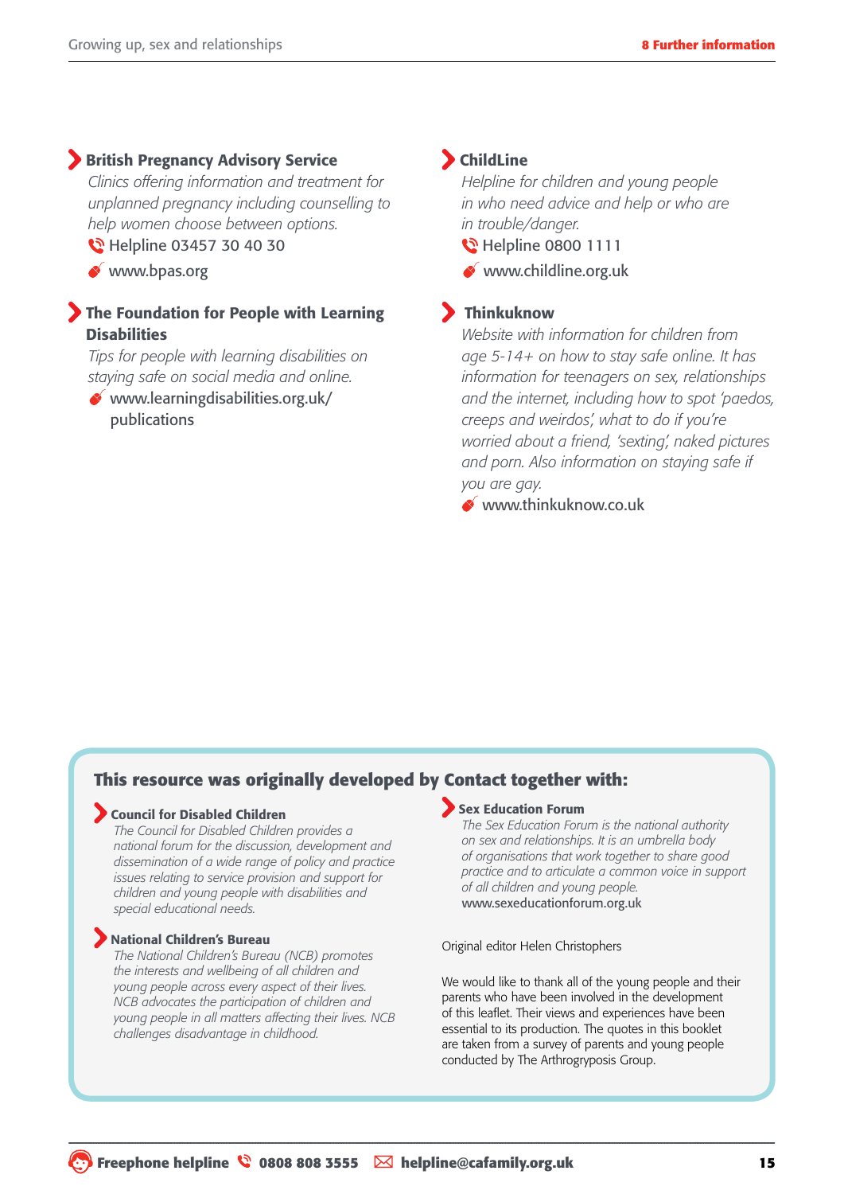### British Pregnancy Advisory Service

*Clinics offering information and treatment for unplanned pregnancy including counselling to help women choose between options.*

Helpline 03457 30 40 30

www.bpas.org

### The Foundation for People with Learning Disabilities

*Tips for people with learning disabilities on staying safe on social media and online.*

www.learningdisabilities.org.uk/publications

### ChildLine

*Helpline for children and young people in who need advice and help or who are in trouble/danger.*

Helpline 0800 1111

www.childline.org.uk

### Thinkuknow

*Website with information for children from age 5-14+ on how to stay safe online. It has information for teenagers on sex, relationships and the internet, including how to spot 'paedos, creeps and weirdos', what to do if you're worried about a friend, 'sexting', naked pictures and porn. Also information on staying safe if you are gay.*

www.thinkuknow.co.uk

## This resource was originally developed by Contact together with:

### Council for Disabled Children

*The Council for Disabled Children provides a national forum for the discussion, development and dissemination of a wide range of policy and practice issues relating to service provision and support for children and young people with disabilities and special educational needs.*

### National Children's Bureau

*The National Children's Bureau (NCB) promotes the interests and wellbeing of all children and young people across every aspect of their lives. NCB advocates the participation of children and young people in all matters affecting their lives. NCB challenges disadvantage in childhood.*

### Sex Education Forum

*The Sex Education Forum is the national authority on sex and relationships. It is an umbrella body of organisations that work together to share good practice and to articulate a common voice in support of all children and young people.*

www.sexeducationforum.org.uk

Original editor Helen Christophers

We would like to thank all of the young people and their parents who have been involved in the development of this leaflet. Their views and experiences have been essential to its production. The quotes in this booklet are taken from a survey of parents and young people conducted by The Arthrogryposis Group.

**Freephone helpline 0808 808 3555 helpline@cafamily.org.uk**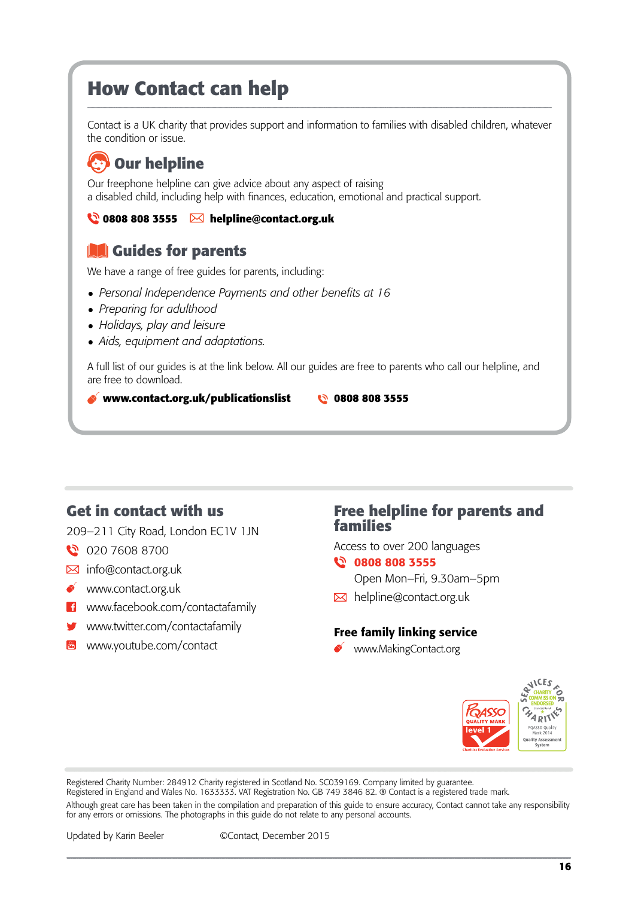# How Contact can help

Contact is a UK charity that provides support and information to families with disabled children, whatever the condition or issue.

## Our helpline

Our freephone helpline can give advice about any aspect of raising a disabled child, including help with finances, education, emotional and practical support.

**0808 808 3555** **helpline@contact.org.uk**

## Guides for parents

We have a range of free guides for parents, including:

- *Personal Independence Payments and other benefits at 16*
- *Preparing for adulthood*
- *Holidays, play and leisure*
- *Aids, equipment and adaptations.*

A full list of our guides is at the link below. All our guides are free to parents who call our helpline, and are free to download.

**www.contact.org.uk/publicationslist** **0808 808 3555**

## Get in contact with us

209–211 City Road, London EC1V 1JN

020 7608 8700

info@contact.org.uk

www.contact.org.uk

www.facebook.com/contactafamily

www.twitter.com/contactafamily

www.youtube.com/contact

## Free helpline for parents and families

Access to over 200 languages

**0808 808 3555**

Open Mon–Fri, 9.30am–5pm

helpline@contact.org.uk

### Free family linking service

www.MakingContact.org

Registered Charity Number: 284912 Charity registered in Scotland No. SC039169. Company limited by guarantee.
Registered in England and Wales No. 1633333. VAT Registration No. GB 749 3846 82. ® Contact is a registered trade mark.

Although great care has been taken in the compilation and preparation of this guide to ensure accuracy, Contact cannot take any responsibility for any errors or omissions. The photographs in this guide do not relate to any personal accounts.

Updated by Karin Beeler ©Contact, December 2015